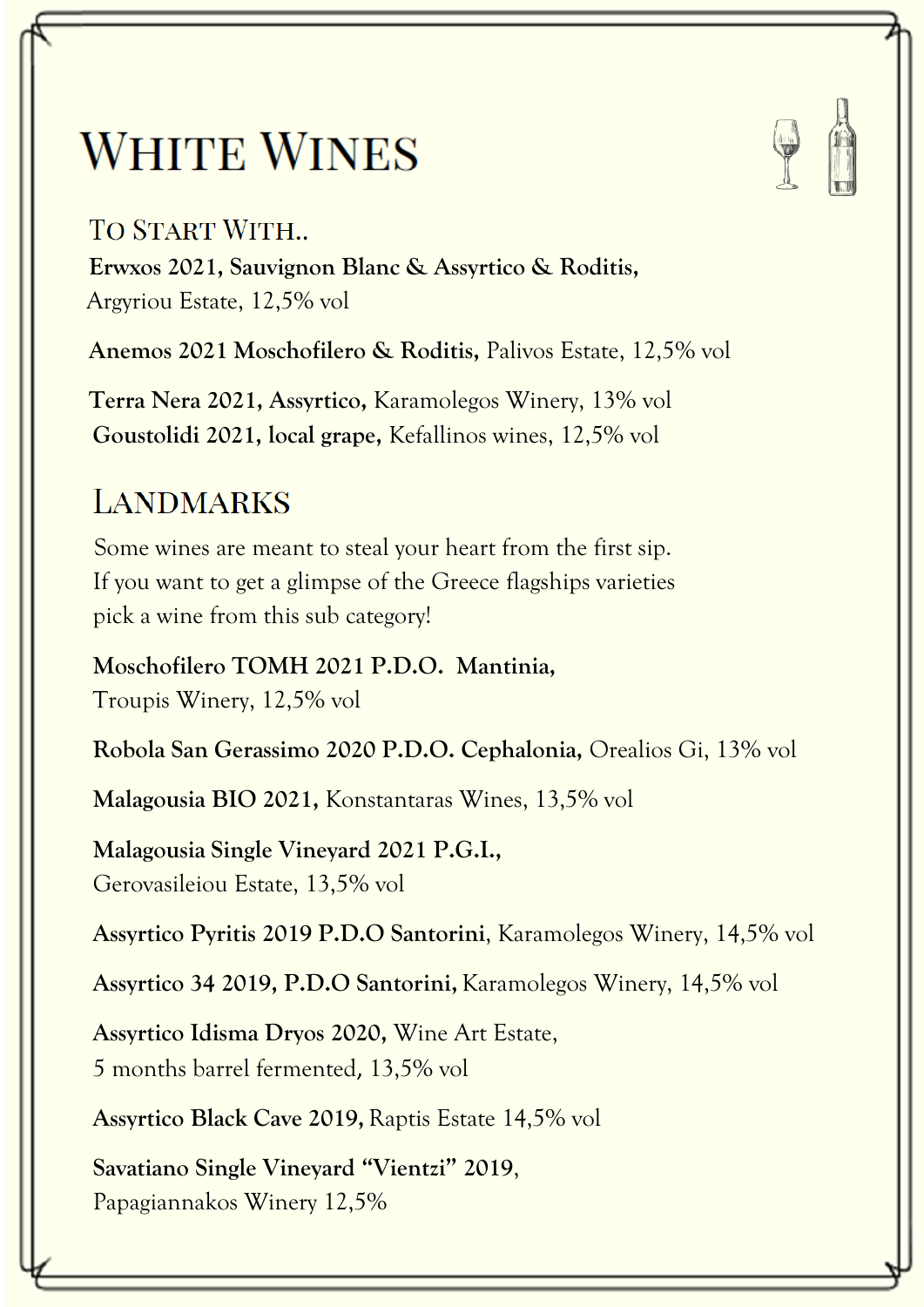# White Wines

## To Start With..

**Erwxos 2021, Sauvignon Blanc & Assyrtico & Roditis,**
Argyriou Estate, 12,5% vol

**Anemos 2021 Moschofilero & Roditis,** Palivos Estate, 12,5% vol

**Terra Nera 2021, Assyrtico,** Karamolegos Winery, 13% vol
**Goustolidi 2021, local grape,** Kefallinos wines, 12,5% vol

## Landmarks

Some wines are meant to steal your heart from the first sip.
If you want to get a glimpse of the Greece flagships varieties
pick a wine from this sub category!

**Moschofilero TOMH 2021 P.D.O. Mantinia,**
Troupis Winery, 12,5% vol

**Robola San Gerassimo 2020 P.D.O. Cephalonia,** Orealios Gi, 13% vol

**Malagousia BIO 2021,** Konstantaras Wines, 13,5% vol

**Malagousia Single Vineyard 2021 P.G.I.,**
Gerovasileiou Estate, 13,5% vol

**Assyrtico Pyritis 2019 P.D.O Santorini**, Karamolegos Winery, 14,5% vol

**Assyrtico 34 2019, P.D.O Santorini,** Karamolegos Winery, 14,5% vol

**Assyrtico Idisma Dryos 2020,** Wine Art Estate,
5 months barrel fermented, 13,5% vol

**Assyrtico Black Cave 2019,** Raptis Estate 14,5% vol

**Savatiano Single Vineyard "Vientzi" 2019**,
Papagiannakos Winery 12,5%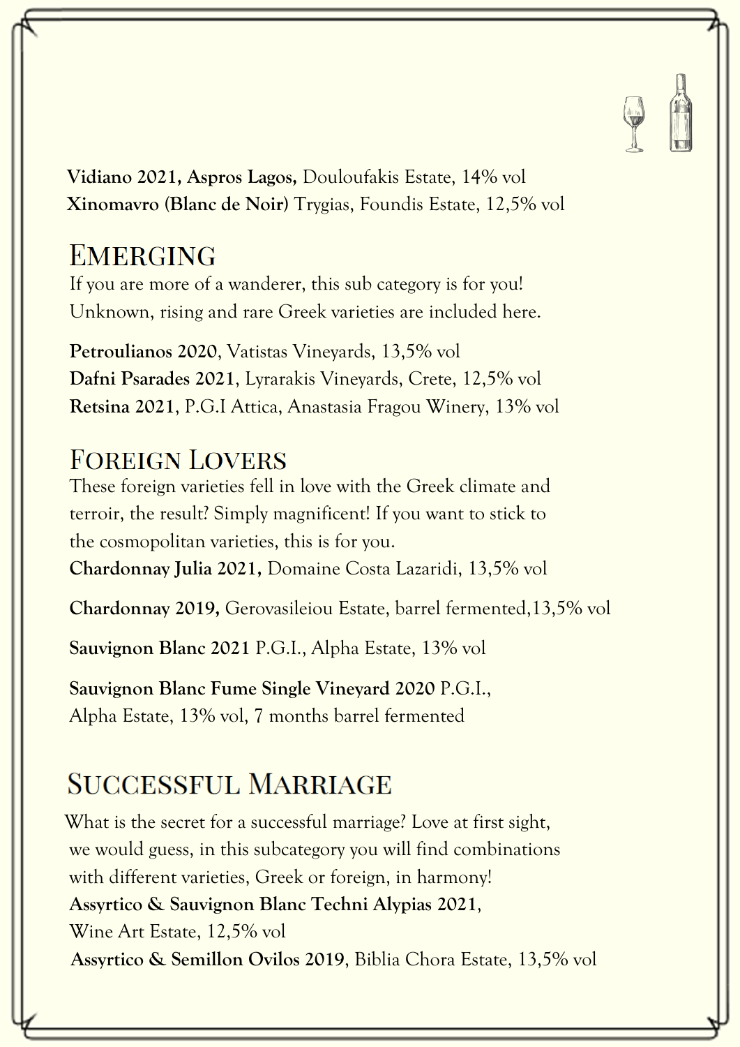**Vidiano 2021, Aspros Lagos,** Douloufakis Estate, 14% vol
**Xinomavro (Blanc de Noir)** Trygias, Foundis Estate, 12,5% vol

## Emerging

If you are more of a wanderer, this sub category is for you! Unknown, rising and rare Greek varieties are included here.

**Petroulianos 2020**, Vatistas Vineyards, 13,5% vol
**Dafni Psarades 2021**, Lyrarakis Vineyards, Crete, 12,5% vol
**Retsina 2021**, P.G.I Attica, Anastasia Fragou Winery, 13% vol

## Foreign Lovers

These foreign varieties fell in love with the Greek climate and terroir, the result? Simply magnificent! If you want to stick to the cosmopolitan varieties, this is for you.
**Chardonnay Julia 2021,** Domaine Costa Lazaridi, 13,5% vol

**Chardonnay 2019,** Gerovasileiou Estate, barrel fermented,13,5% vol

**Sauvignon Blanc 2021** P.G.I., Alpha Estate, 13% vol

**Sauvignon Blanc Fume Single Vineyard 2020** P.G.I., Alpha Estate, 13% vol, 7 months barrel fermented

## Successful Marriage

What is the secret for a successful marriage? Love at first sight, we would guess, in this subcategory you will find combinations with different varieties, Greek or foreign, in harmony!
**Assyrtico & Sauvignon Blanc Techni Alypias 2021**, Wine Art Estate, 12,5% vol
**Assyrtico & Semillon Ovilos 2019**, Biblia Chora Estate, 13,5% vol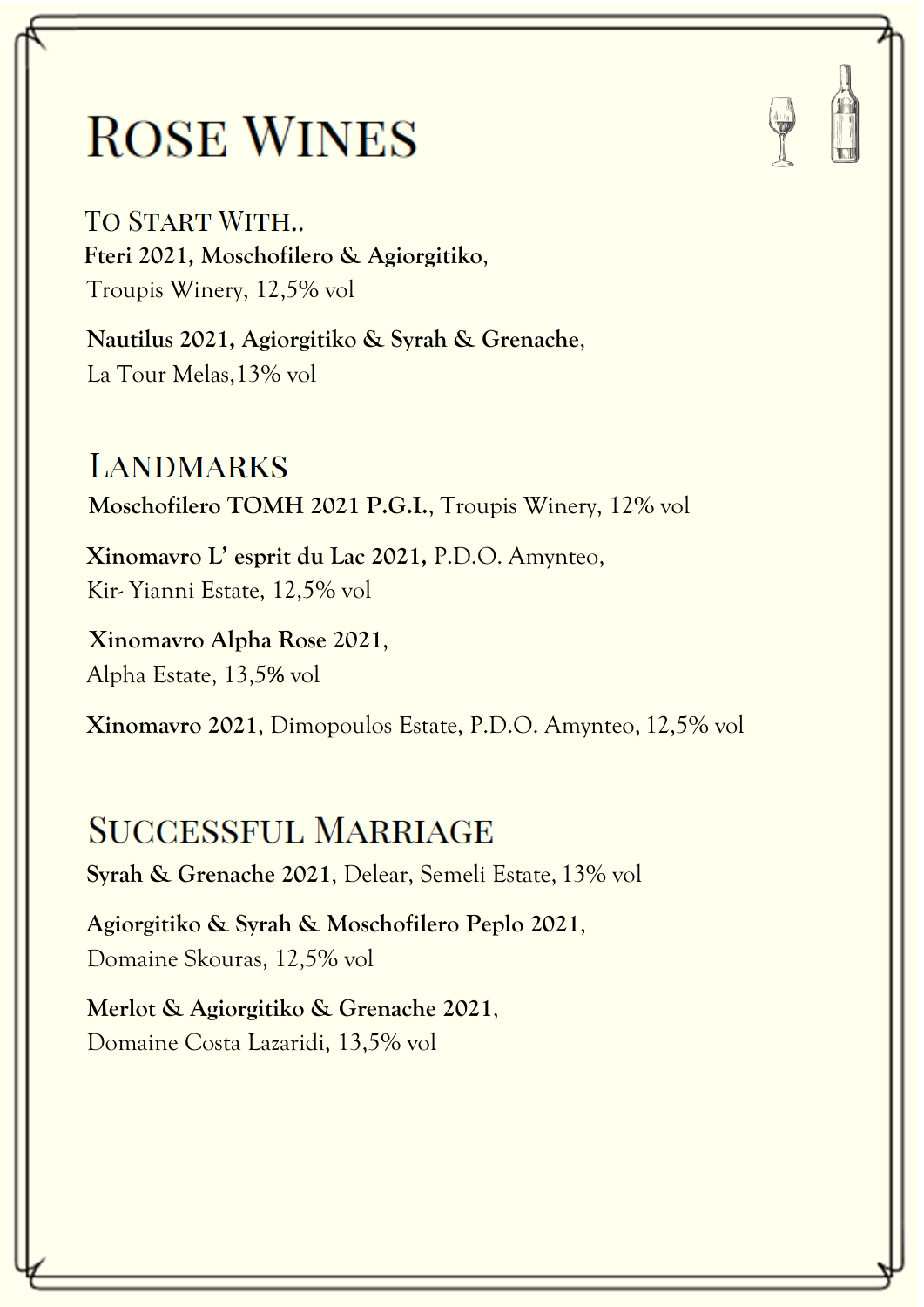# Rose Wines

## To Start With..

**Fteri 2021, Moschofilero & Agiorgitiko**,
Troupis Winery, 12,5% vol

**Nautilus 2021, Agiorgitiko & Syrah & Grenache**,
La Tour Melas,13% vol

## Landmarks

**Moschofilero TOMH 2021 P.G.I.**, Troupis Winery, 12% vol

**Xinomavro L' esprit du Lac 2021,** P.D.O. Amynteo,
Kir- Yianni Estate, 12,5% vol

**Xinomavro Alpha Rose 2021**,
Alpha Estate, 13,5% vol

**Xinomavro 2021**, Dimopoulos Estate, P.D.O. Amynteo, 12,5% vol

## Successful Marriage

**Syrah & Grenache 2021**, Delear, Semeli Estate, 13% vol

**Agiorgitiko & Syrah & Moschofilero Peplo 2021**,
Domaine Skouras, 12,5% vol

**Merlot & Agiorgitiko & Grenache 2021**,
Domaine Costa Lazaridi, 13,5% vol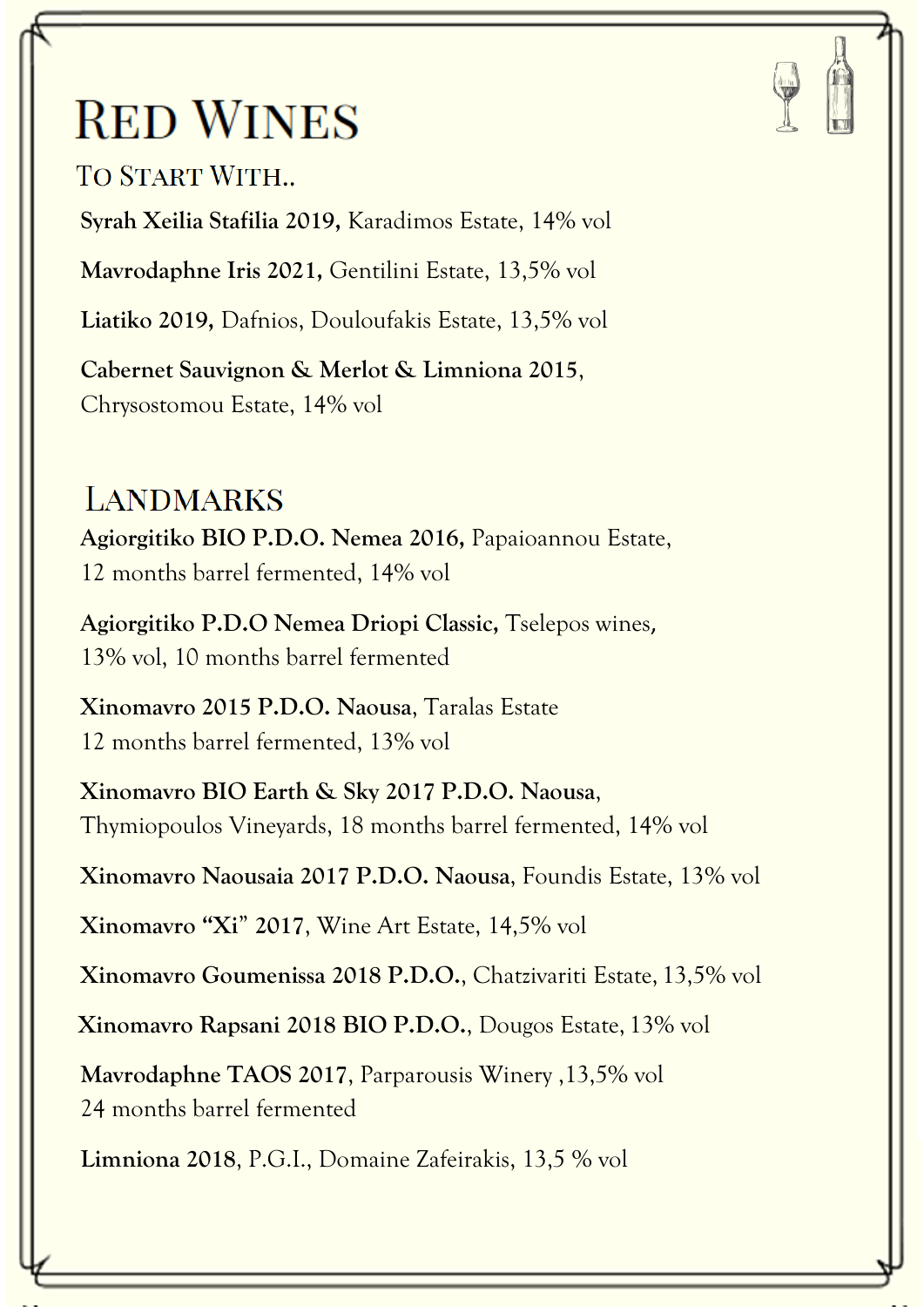# Red Wines

## To Start With..

**Syrah Xeilia Stafilia 2019,** Karadimos Estate, 14% vol

**Mavrodaphne Iris 2021,** Gentilini Estate, 13,5% vol

**Liatiko 2019,** Dafnios, Douloufakis Estate, 13,5% vol

**Cabernet Sauvignon & Merlot & Limniona 2015**,
Chrysostomou Estate, 14% vol

## Landmarks

**Agiorgitiko BIO P.D.O. Nemea 2016,** Papaioannou Estate,
12 months barrel fermented, 14% vol

**Agiorgitiko P.D.O Nemea Driopi Classic,** Tselepos wines,
13% vol, 10 months barrel fermented

**Xinomavro 2015 P.D.O. Naousa**, Taralas Estate
12 months barrel fermented, 13% vol

**Xinomavro BIO Earth & Sky 2017 P.D.O. Naousa**,
Thymiopoulos Vineyards, 18 months barrel fermented, 14% vol

**Xinomavro Naousaia 2017 P.D.O. Naousa**, Foundis Estate, 13% vol

**Xinomavro "Xi" 2017**, Wine Art Estate, 14,5% vol

**Xinomavro Goumenissa 2018 P.D.O.**, Chatzivariti Estate, 13,5% vol

**Xinomavro Rapsani 2018 BIO P.D.O.**, Dougos Estate, 13% vol

**Mavrodaphne TAOS 2017**, Parparousis Winery ,13,5% vol
24 months barrel fermented

**Limniona 2018**, P.G.I., Domaine Zafeirakis, 13,5 % vol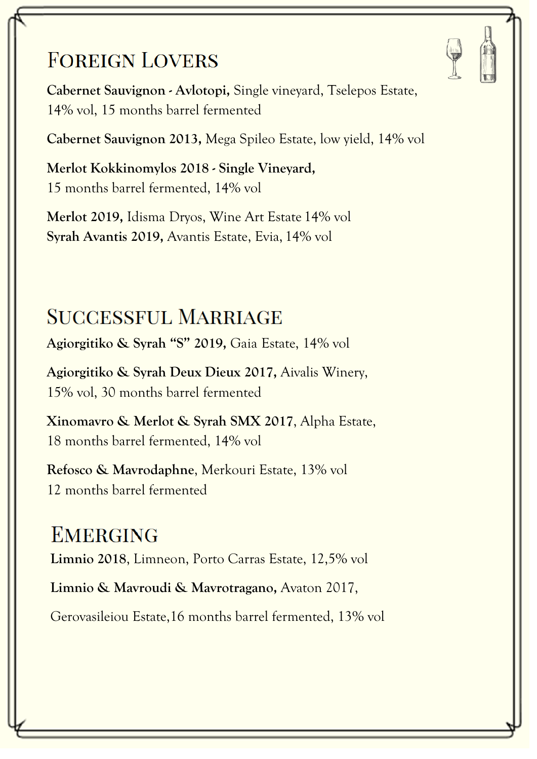## Foreign Lovers

**Cabernet Sauvignon - Avlotopi,** Single vineyard, Tselepos Estate, 14% vol, 15 months barrel fermented

**Cabernet Sauvignon 2013,** Mega Spileo Estate, low yield, 14% vol

**Merlot Kokkinomylos 2018 - Single Vineyard,** 15 months barrel fermented, 14% vol

**Merlot 2019,** Idisma Dryos, Wine Art Estate 14% vol
**Syrah Avantis 2019,** Avantis Estate, Evia, 14% vol

## Successful Marriage

**Agiorgitiko & Syrah "S" 2019,** Gaia Estate, 14% vol

**Agiorgitiko & Syrah Deux Dieux 2017,** Aivalis Winery, 15% vol, 30 months barrel fermented

**Xinomavro & Merlot & Syrah SMX 2017**, Alpha Estate, 18 months barrel fermented, 14% vol

**Refosco & Mavrodaphne**, Merkouri Estate, 13% vol 12 months barrel fermented

## Emerging

**Limnio 2018**, Limneon, Porto Carras Estate, 12,5% vol

**Limnio & Mavroudi & Mavrotragano,** Avaton 2017,

Gerovasileiou Estate,16 months barrel fermented, 13% vol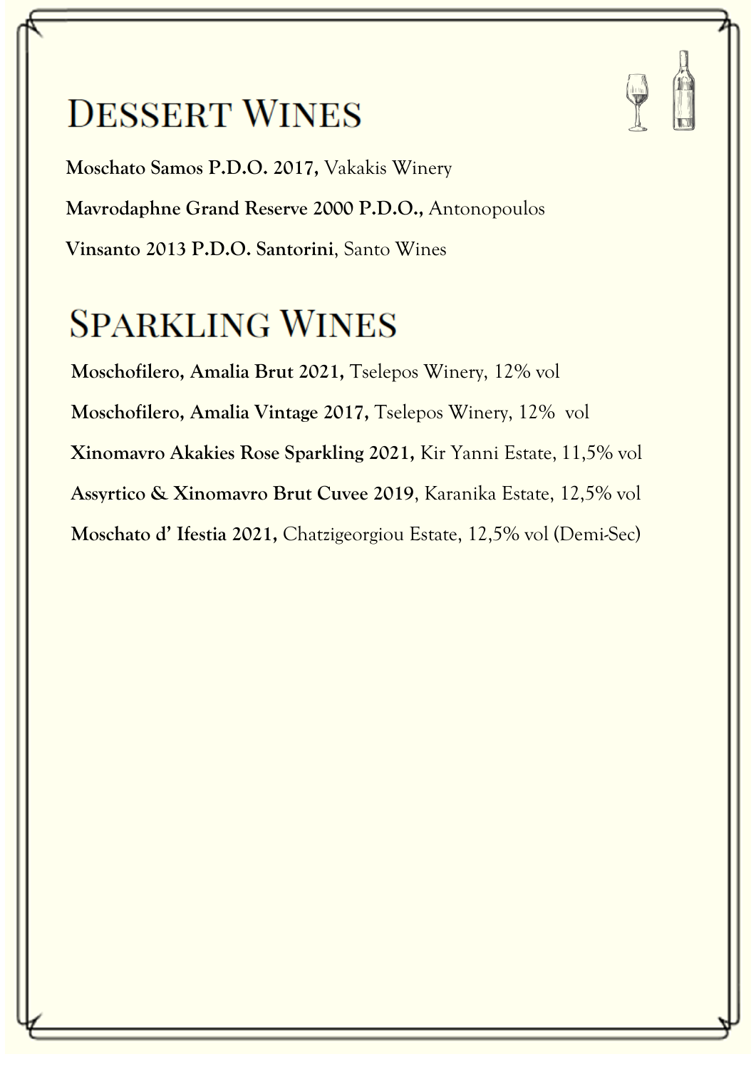# Dessert Wines

**Moschato Samos P.D.O. 2017,** Vakakis Winery

**Mavrodaphne Grand Reserve 2000 P.D.O.,** Antonopoulos

**Vinsanto 2013 P.D.O. Santorini**, Santo Wines

# Sparkling Wines

**Moschofilero, Amalia Brut 2021,** Tselepos Winery, 12% vol

**Moschofilero, Amalia Vintage 2017,** Tselepos Winery, 12% vol

**Xinomavro Akakies Rose Sparkling 2021,** Kir Yanni Estate, 11,5% vol

**Assyrtico & Xinomavro Brut Cuvee 2019**, Karanika Estate, 12,5% vol

**Moschato d' Ifestia 2021,** Chatzigeorgiou Estate, 12,5% vol (Demi-Sec)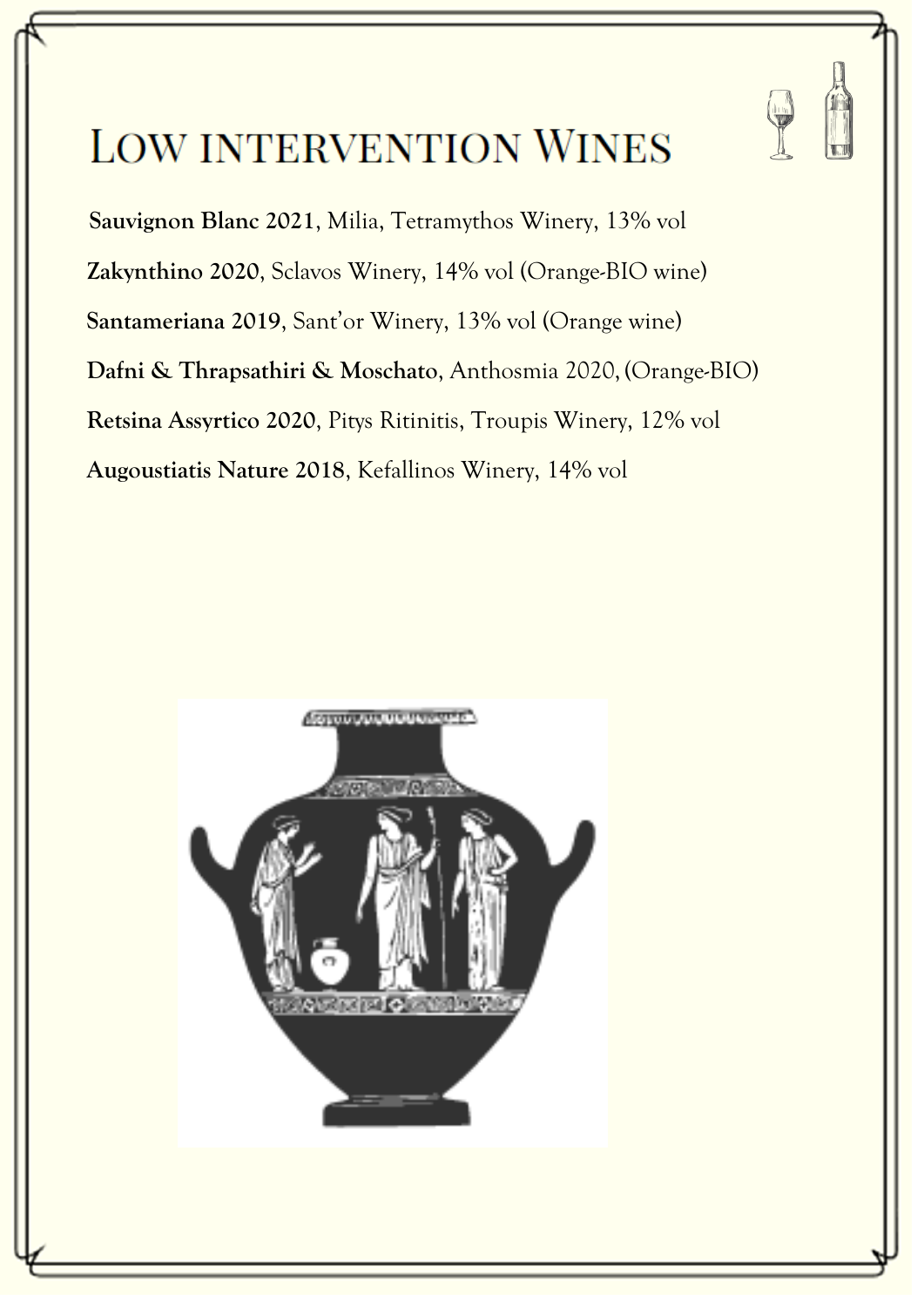# Low intervention Wines

**Sauvignon Blanc 2021**, Milia, Tetramythos Winery, 13% vol

**Zakynthino 2020**, Sclavos Winery, 14% vol (Orange-BIO wine)

**Santameriana 2019**, Sant'or Winery, 13% vol (Orange wine)

**Dafni & Thrapsathiri & Moschato**, Anthosmia 2020, (Orange-BIO)

**Retsina Assyrtico 2020**, Pitys Ritinitis, Troupis Winery, 12% vol

**Augoustiatis Nature 2018**, Kefallinos Winery, 14% vol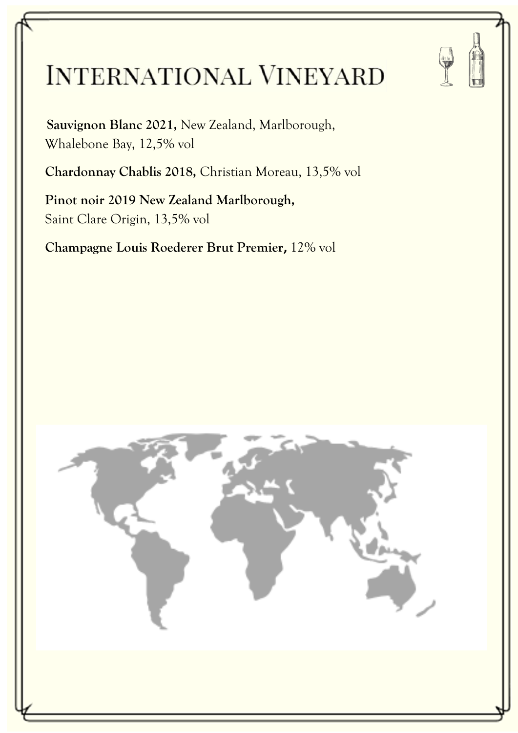# International Vineyard

**Sauvignon Blanc 2021,** New Zealand, Marlborough, Whalebone Bay, 12,5% vol

**Chardonnay Chablis 2018,** Christian Moreau, 13,5% vol

**Pinot noir 2019 New Zealand Marlborough,** Saint Clare Origin, 13,5% vol

**Champagne Louis Roederer Brut Premier,** 12% vol